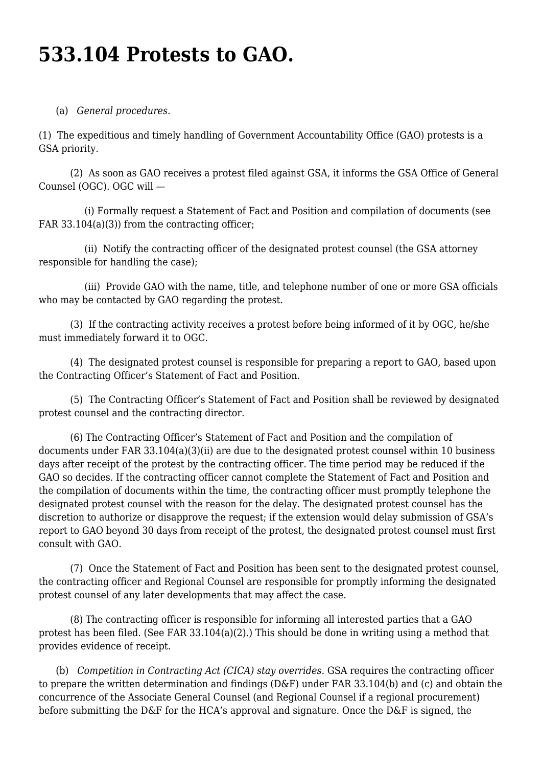# 533.104 Protests to GAO.

(a) *General procedures*.

(1) The expeditious and timely handling of Government Accountability Office (GAO) protests is a GSA priority.

(2) As soon as GAO receives a protest filed against GSA, it informs the GSA Office of General Counsel (OGC). OGC will —

(i) Formally request a Statement of Fact and Position and compilation of documents (see FAR 33.104(a)(3)) from the contracting officer;

(ii) Notify the contracting officer of the designated protest counsel (the GSA attorney responsible for handling the case);

(iii) Provide GAO with the name, title, and telephone number of one or more GSA officials who may be contacted by GAO regarding the protest.

(3) If the contracting activity receives a protest before being informed of it by OGC, he/she must immediately forward it to OGC.

(4) The designated protest counsel is responsible for preparing a report to GAO, based upon the Contracting Officer's Statement of Fact and Position.

(5) The Contracting Officer's Statement of Fact and Position shall be reviewed by designated protest counsel and the contracting director.

(6) The Contracting Officer's Statement of Fact and Position and the compilation of documents under FAR 33.104(a)(3)(ii) are due to the designated protest counsel within 10 business days after receipt of the protest by the contracting officer. The time period may be reduced if the GAO so decides. If the contracting officer cannot complete the Statement of Fact and Position and the compilation of documents within the time, the contracting officer must promptly telephone the designated protest counsel with the reason for the delay. The designated protest counsel has the discretion to authorize or disapprove the request; if the extension would delay submission of GSA's report to GAO beyond 30 days from receipt of the protest, the designated protest counsel must first consult with GAO.

(7) Once the Statement of Fact and Position has been sent to the designated protest counsel, the contracting officer and Regional Counsel are responsible for promptly informing the designated protest counsel of any later developments that may affect the case.

(8) The contracting officer is responsible for informing all interested parties that a GAO protest has been filed. (See FAR 33.104(a)(2).) This should be done in writing using a method that provides evidence of receipt.

(b) *Competition in Contracting Act (CICA) stay overrides*. GSA requires the contracting officer to prepare the written determination and findings (D&F) under FAR 33.104(b) and (c) and obtain the concurrence of the Associate General Counsel (and Regional Counsel if a regional procurement) before submitting the D&F for the HCA's approval and signature. Once the D&F is signed, the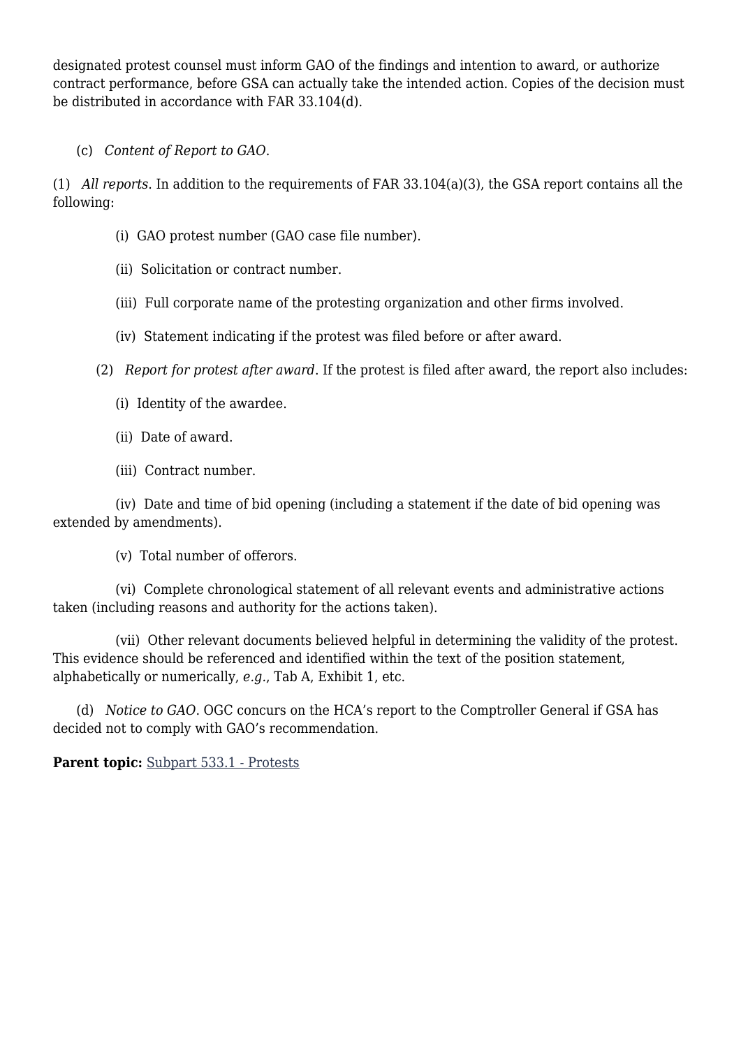designated protest counsel must inform GAO of the findings and intention to award, or authorize contract performance, before GSA can actually take the intended action. Copies of the decision must be distributed in accordance with FAR 33.104(d).

(c) *Content of Report to GAO*.

(1) *All reports*. In addition to the requirements of FAR 33.104(a)(3), the GSA report contains all the following:

(i) GAO protest number (GAO case file number).

(ii) Solicitation or contract number.

(iii) Full corporate name of the protesting organization and other firms involved.

(iv) Statement indicating if the protest was filed before or after award.

(2) *Report for protest after award*. If the protest is filed after award, the report also includes:

(i) Identity of the awardee.

(ii) Date of award.

(iii) Contract number.

(iv) Date and time of bid opening (including a statement if the date of bid opening was extended by amendments).

(v) Total number of offerors.

(vi) Complete chronological statement of all relevant events and administrative actions taken (including reasons and authority for the actions taken).

(vii) Other relevant documents believed helpful in determining the validity of the protest. This evidence should be referenced and identified within the text of the position statement, alphabetically or numerically, *e.g.*, Tab A, Exhibit 1, etc.

(d) *Notice to GAO*. OGC concurs on the HCA's report to the Comptroller General if GSA has decided not to comply with GAO's recommendation.

**Parent topic:** Subpart 533.1 - Protests